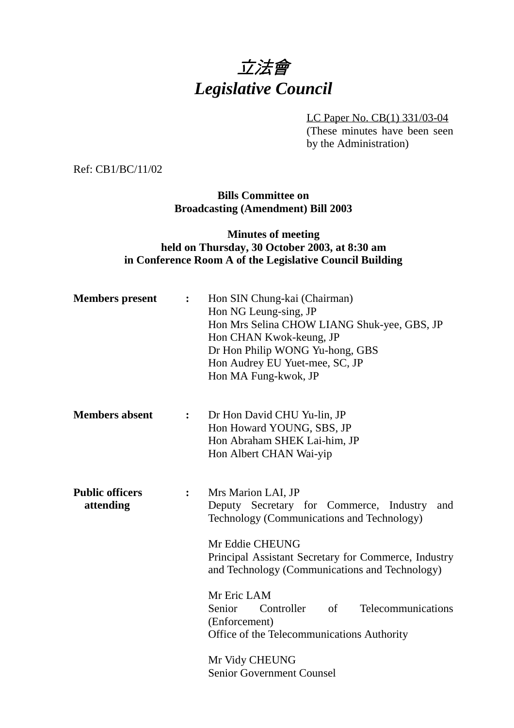# *立法會*
# *Legislative Council*

LC Paper No. CB(1) 331/03-04
(These minutes have been seen by the Administration)

Ref: CB1/BC/11/02

**Bills Committee on**
**Broadcasting (Amendment) Bill 2003**

**Minutes of meeting**
**held on Thursday, 30 October 2003, at 8:30 am**
**in Conference Room A of the Legislative Council Building**

**Members present** : Hon SIN Chung-kai (Chairman)
Hon NG Leung-sing, JP
Hon Mrs Selina CHOW LIANG Shuk-yee, GBS, JP
Hon CHAN Kwok-keung, JP
Dr Hon Philip WONG Yu-hong, GBS
Hon Audrey EU Yuet-mee, SC, JP
Hon MA Fung-kwok, JP

**Members absent** : Dr Hon David CHU Yu-lin, JP
Hon Howard YOUNG, SBS, JP
Hon Abraham SHEK Lai-him, JP
Hon Albert CHAN Wai-yip

**Public officers attending** : Mrs Marion LAI, JP
Deputy Secretary for Commerce, Industry and Technology (Communications and Technology)

Mr Eddie CHEUNG
Principal Assistant Secretary for Commerce, Industry and Technology (Communications and Technology)

Mr Eric LAM
Senior Controller of Telecommunications (Enforcement)
Office of the Telecommunications Authority

Mr Vidy CHEUNG
Senior Government Counsel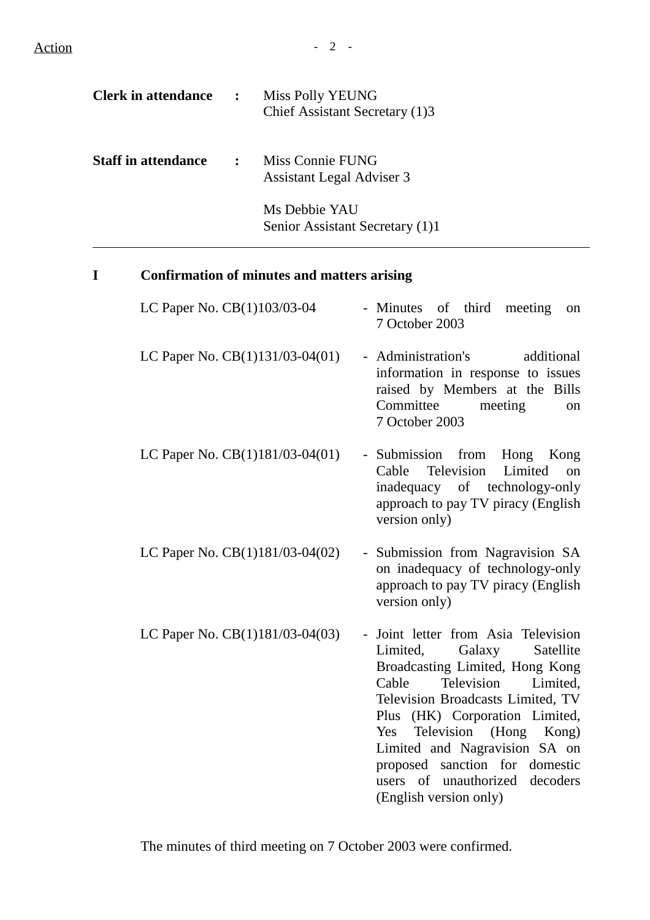Action

**Clerk in attendance** : Miss Polly YEUNG
Chief Assistant Secretary (1)3

**Staff in attendance** : Miss Connie FUNG
Assistant Legal Adviser 3

Ms Debbie YAU
Senior Assistant Secretary (1)1

---

## I Confirmation of minutes and matters arising

| | |
|---|---|
| LC Paper No. CB(1)103/03-04 | - Minutes of third meeting on 7 October 2003 |
| LC Paper No. CB(1)131/03-04(01) | - Administration's additional information in response to issues raised by Members at the Bills Committee meeting on 7 October 2003 |
| LC Paper No. CB(1)181/03-04(01) | - Submission from Hong Kong Cable Television Limited on inadequacy of technology-only approach to pay TV piracy (English version only) |
| LC Paper No. CB(1)181/03-04(02) | - Submission from Nagravision SA on inadequacy of technology-only approach to pay TV piracy (English version only) |
| LC Paper No. CB(1)181/03-04(03) | - Joint letter from Asia Television Limited, Galaxy Satellite Broadcasting Limited, Hong Kong Cable Television Limited, Television Broadcasts Limited, TV Plus (HK) Corporation Limited, Yes Television (Hong Kong) Limited and Nagravision SA on proposed sanction for domestic users of unauthorized decoders (English version only) |

The minutes of third meeting on 7 October 2003 were confirmed.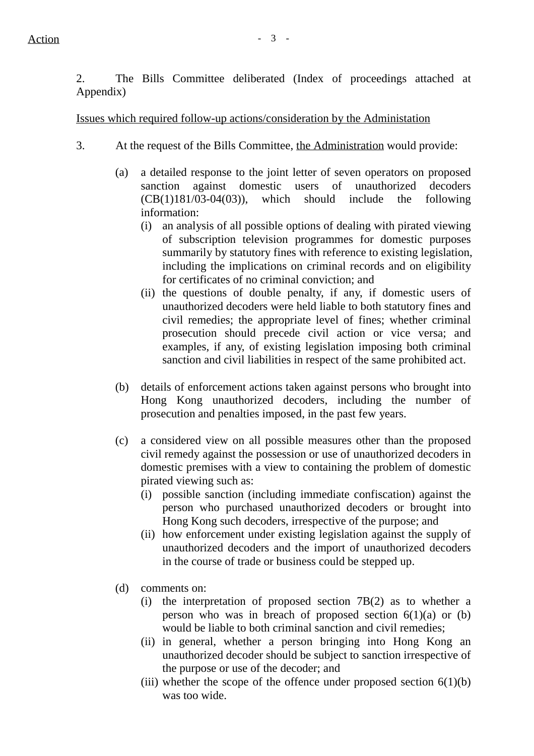Action

2. The Bills Committee deliberated (Index of proceedings attached at Appendix)

Issues which required follow-up actions/consideration by the Administation

3. At the request of the Bills Committee, the Administration would provide:

(a) a detailed response to the joint letter of seven operators on proposed sanction against domestic users of unauthorized decoders (CB(1)181/03-04(03)), which should include the following information:

   (i) an analysis of all possible options of dealing with pirated viewing of subscription television programmes for domestic purposes summarily by statutory fines with reference to existing legislation, including the implications on criminal records and on eligibility for certificates of no criminal conviction; and

   (ii) the questions of double penalty, if any, if domestic users of unauthorized decoders were held liable to both statutory fines and civil remedies; the appropriate level of fines; whether criminal prosecution should precede civil action or vice versa; and examples, if any, of existing legislation imposing both criminal sanction and civil liabilities in respect of the same prohibited act.

(b) details of enforcement actions taken against persons who brought into Hong Kong unauthorized decoders, including the number of prosecution and penalties imposed, in the past few years.

(c) a considered view on all possible measures other than the proposed civil remedy against the possession or use of unauthorized decoders in domestic premises with a view to containing the problem of domestic pirated viewing such as:

   (i) possible sanction (including immediate confiscation) against the person who purchased unauthorized decoders or brought into Hong Kong such decoders, irrespective of the purpose; and

   (ii) how enforcement under existing legislation against the supply of unauthorized decoders and the import of unauthorized decoders in the course of trade or business could be stepped up.

(d) comments on:

   (i) the interpretation of proposed section 7B(2) as to whether a person who was in breach of proposed section 6(1)(a) or (b) would be liable to both criminal sanction and civil remedies;

   (ii) in general, whether a person bringing into Hong Kong an unauthorized decoder should be subject to sanction irrespective of the purpose or use of the decoder; and

   (iii) whether the scope of the offence under proposed section 6(1)(b) was too wide.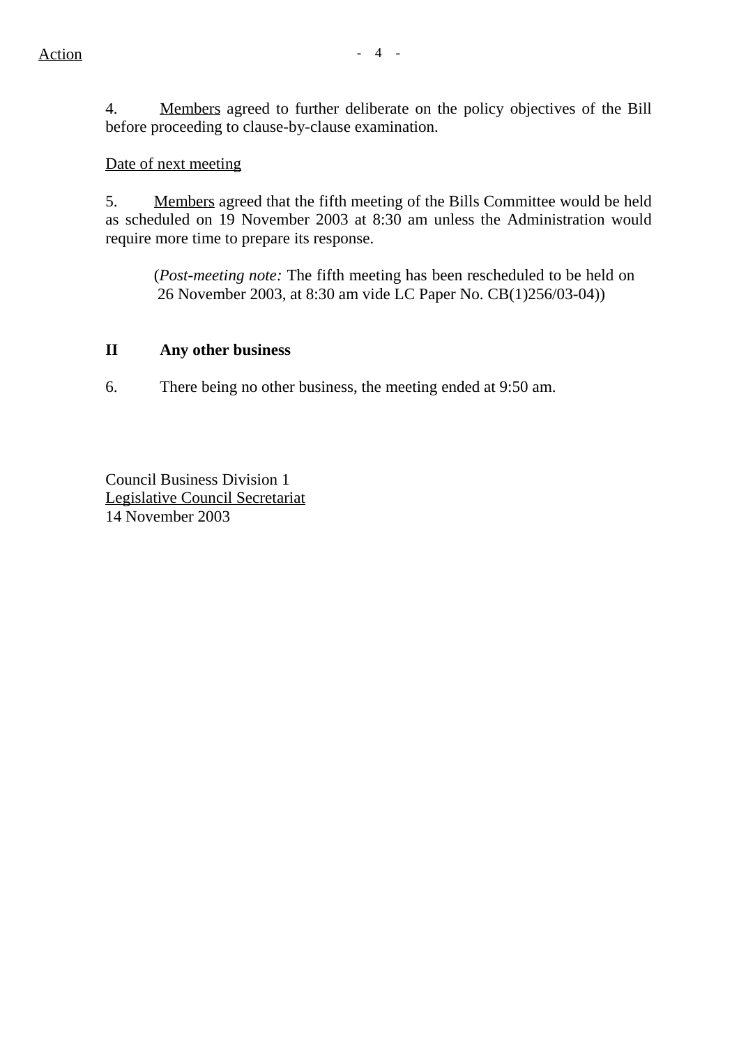Action

4. Members agreed to further deliberate on the policy objectives of the Bill before proceeding to clause-by-clause examination.

Date of next meeting

5. Members agreed that the fifth meeting of the Bills Committee would be held as scheduled on 19 November 2003 at 8:30 am unless the Administration would require more time to prepare its response.

(*Post-meeting note:* The fifth meeting has been rescheduled to be held on 26 November 2003, at 8:30 am vide LC Paper No. CB(1)256/03-04))

**II Any other business**

6. There being no other business, the meeting ended at 9:50 am.

Council Business Division 1
Legislative Council Secretariat
14 November 2003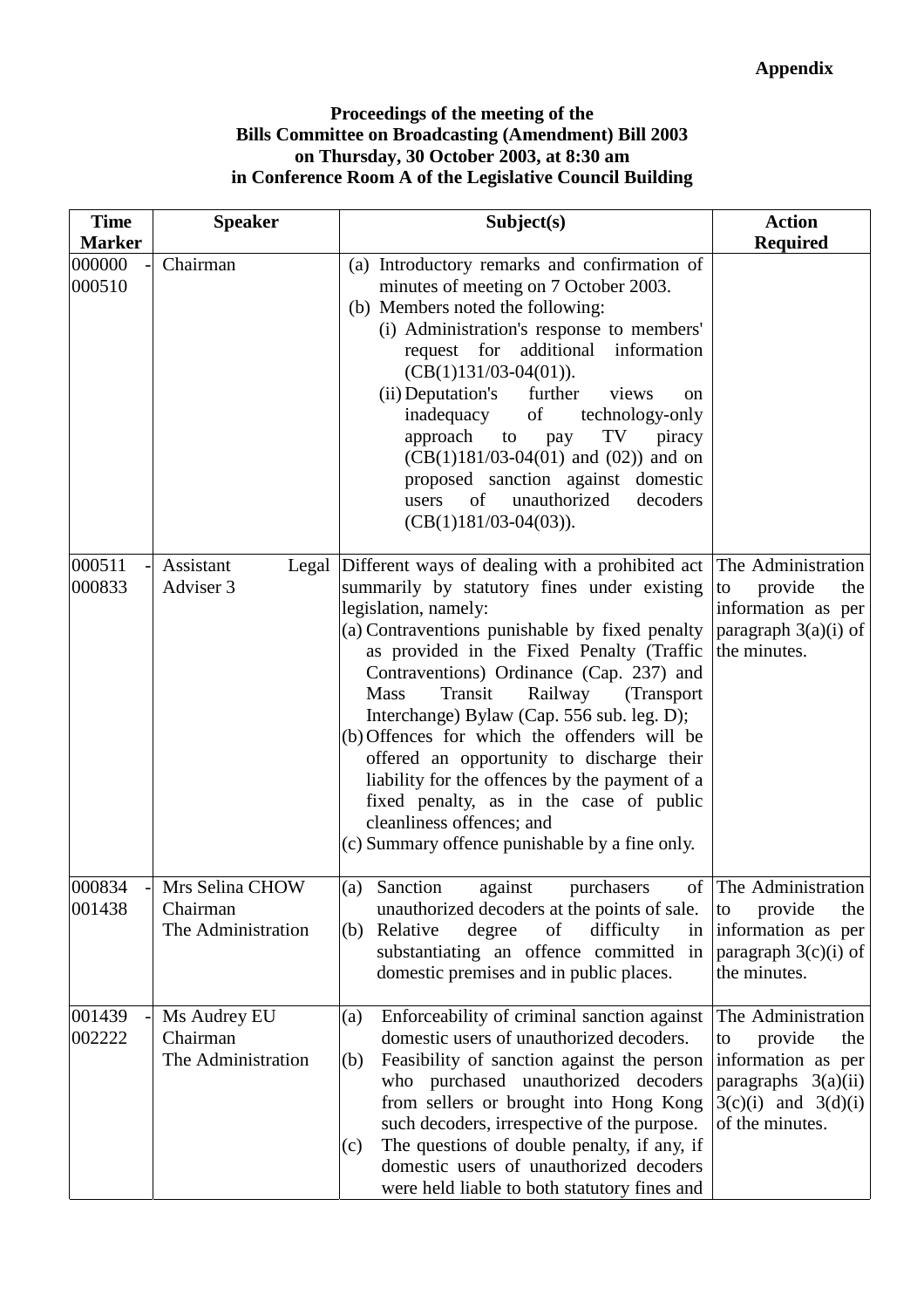**Appendix**

**Proceedings of the meeting of the**
**Bills Committee on Broadcasting (Amendment) Bill 2003**
**on Thursday, 30 October 2003, at 8:30 am**
**in Conference Room A of the Legislative Council Building**

| Time Marker | Speaker | Subject(s) | Action Required |
|---|---|---|---|
| 000000 - 000510 | Chairman | (a) Introductory remarks and confirmation of minutes of meeting on 7 October 2003.<br>(b) Members noted the following:<br>(i) Administration's response to members' request for additional information (CB(1)131/03-04(01)).<br>(ii) Deputation's further views on inadequacy of technology-only approach to pay TV piracy (CB(1)181/03-04(01) and (02)) and on proposed sanction against domestic users of unauthorized decoders (CB(1)181/03-04(03)). | |
| 000511 - 000833 | Assistant Legal Adviser 3 | Different ways of dealing with a prohibited act summarily by statutory fines under existing legislation, namely:<br>(a) Contraventions punishable by fixed penalty as provided in the Fixed Penalty (Traffic Contraventions) Ordinance (Cap. 237) and Mass Transit Railway (Transport Interchange) Bylaw (Cap. 556 sub. leg. D);<br>(b) Offences for which the offenders will be offered an opportunity to discharge their liability for the offences by the payment of a fixed penalty, as in the case of public cleanliness offences; and<br>(c) Summary offence punishable by a fine only. | The Administration to provide the information as per paragraph 3(a)(i) of the minutes. |
| 000834 - 001438 | Mrs Selina CHOW<br>Chairman<br>The Administration | (a) Sanction against purchasers of unauthorized decoders at the points of sale.<br>(b) Relative degree of difficulty in substantiating an offence committed in domestic premises and in public places. | The Administration to provide the information as per paragraph 3(c)(i) of the minutes. |
| 001439 - 002222 | Ms Audrey EU<br>Chairman<br>The Administration | (a) Enforceability of criminal sanction against domestic users of unauthorized decoders.<br>(b) Feasibility of sanction against the person who purchased unauthorized decoders from sellers or brought into Hong Kong such decoders, irrespective of the purpose.<br>(c) The questions of double penalty, if any, if domestic users of unauthorized decoders were held liable to both statutory fines and | The Administration to provide the information as per paragraphs 3(a)(ii) 3(c)(i) and 3(d)(i) of the minutes. |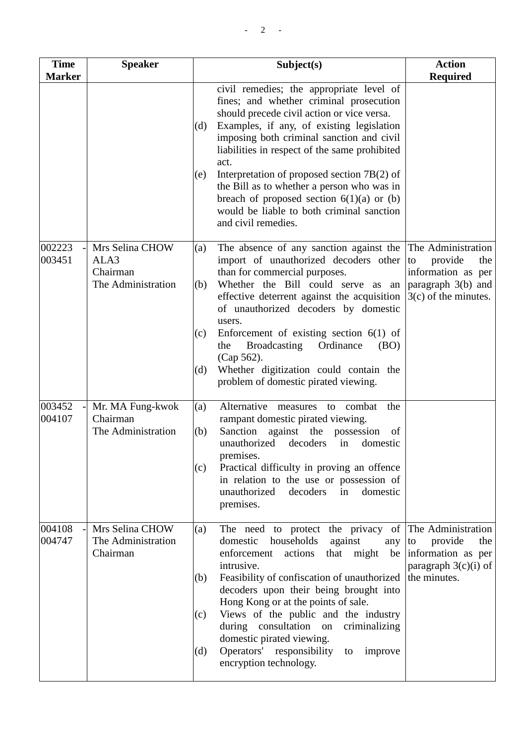| Time Marker | Speaker | Subject(s) | Action Required |
|---|---|---|---|
| | | civil remedies; the appropriate level of fines; and whether criminal prosecution should precede civil action or vice versa.<br>(d) Examples, if any, of existing legislation imposing both criminal sanction and civil liabilities in respect of the same prohibited act.<br>(e) Interpretation of proposed section 7B(2) of the Bill as to whether a person who was in breach of proposed section 6(1)(a) or (b) would be liable to both criminal sanction and civil remedies. | |
| 002223 - 003451 | Mrs Selina CHOW<br>ALA3<br>Chairman<br>The Administration | (a) The absence of any sanction against the import of unauthorized decoders other than for commercial purposes.<br>(b) Whether the Bill could serve as an effective deterrent against the acquisition of unauthorized decoders by domestic users.<br>(c) Enforcement of existing section 6(1) of the Broadcasting Ordinance (BO) (Cap 562).<br>(d) Whether digitization could contain the problem of domestic pirated viewing. | The Administration to provide the information as per paragraph 3(b) and 3(c) of the minutes. |
| 003452 - 004107 | Mr. MA Fung-kwok<br>Chairman<br>The Administration | (a) Alternative measures to combat the rampant domestic pirated viewing.<br>(b) Sanction against the possession of unauthorized decoders in domestic premises.<br>(c) Practical difficulty in proving an offence in relation to the use or possession of unauthorized decoders in domestic premises. | |
| 004108 - 004747 | Mrs Selina CHOW<br>The Administration<br>Chairman | (a) The need to protect the privacy of domestic households against any enforcement actions that might be intrusive.<br>(b) Feasibility of confiscation of unauthorized decoders upon their being brought into Hong Kong or at the points of sale.<br>(c) Views of the public and the industry during consultation on criminalizing domestic pirated viewing.<br>(d) Operators' responsibility to improve encryption technology. | The Administration to provide the information as per paragraph 3(c)(i) of the minutes. |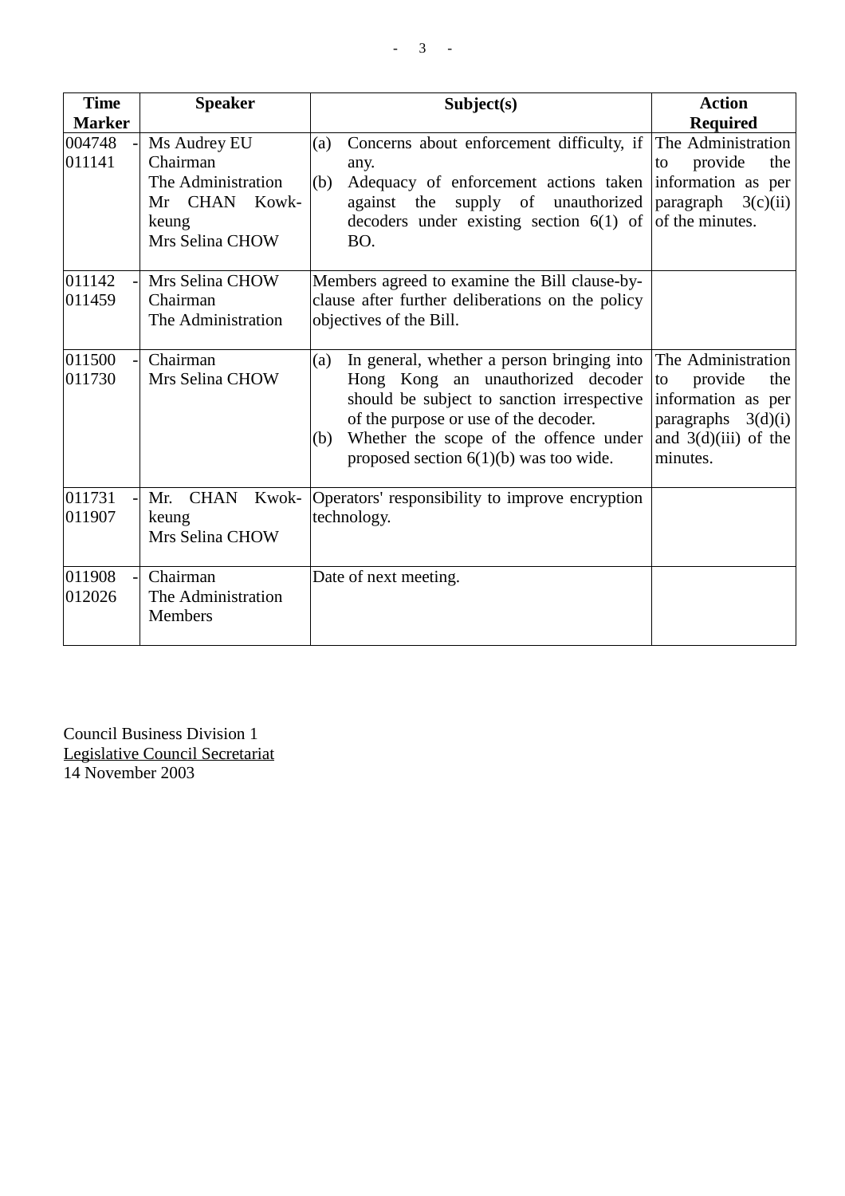| Time Marker | Speaker | Subject(s) | Action Required |
|---|---|---|---|
| 004748 - 011141 | Ms Audrey EU<br>Chairman<br>The Administration<br>Mr CHAN Kwok-keung<br>Mrs Selina CHOW | (a) Concerns about enforcement difficulty, if any.<br>(b) Adequacy of enforcement actions taken against the supply of unauthorized decoders under existing section 6(1) of BO. | The Administration to provide the information as per paragraph 3(c)(ii) of the minutes. |
| 011142 - 011459 | Mrs Selina CHOW<br>Chairman<br>The Administration | Members agreed to examine the Bill clause-by-clause after further deliberations on the policy objectives of the Bill. | |
| 011500 - 011730 | Chairman<br>Mrs Selina CHOW | (a) In general, whether a person bringing into Hong Kong an unauthorized decoder should be subject to sanction irrespective of the purpose or use of the decoder.<br>(b) Whether the scope of the offence under proposed section 6(1)(b) was too wide. | The Administration to provide the information as per paragraphs 3(d)(i) and 3(d)(iii) of the minutes. |
| 011731 - 011907 | Mr. CHAN Kwok-keung<br>Mrs Selina CHOW | Operators' responsibility to improve encryption technology. | |
| 011908 - 012026 | Chairman<br>The Administration<br>Members | Date of next meeting. | |

Council Business Division 1
Legislative Council Secretariat
14 November 2003